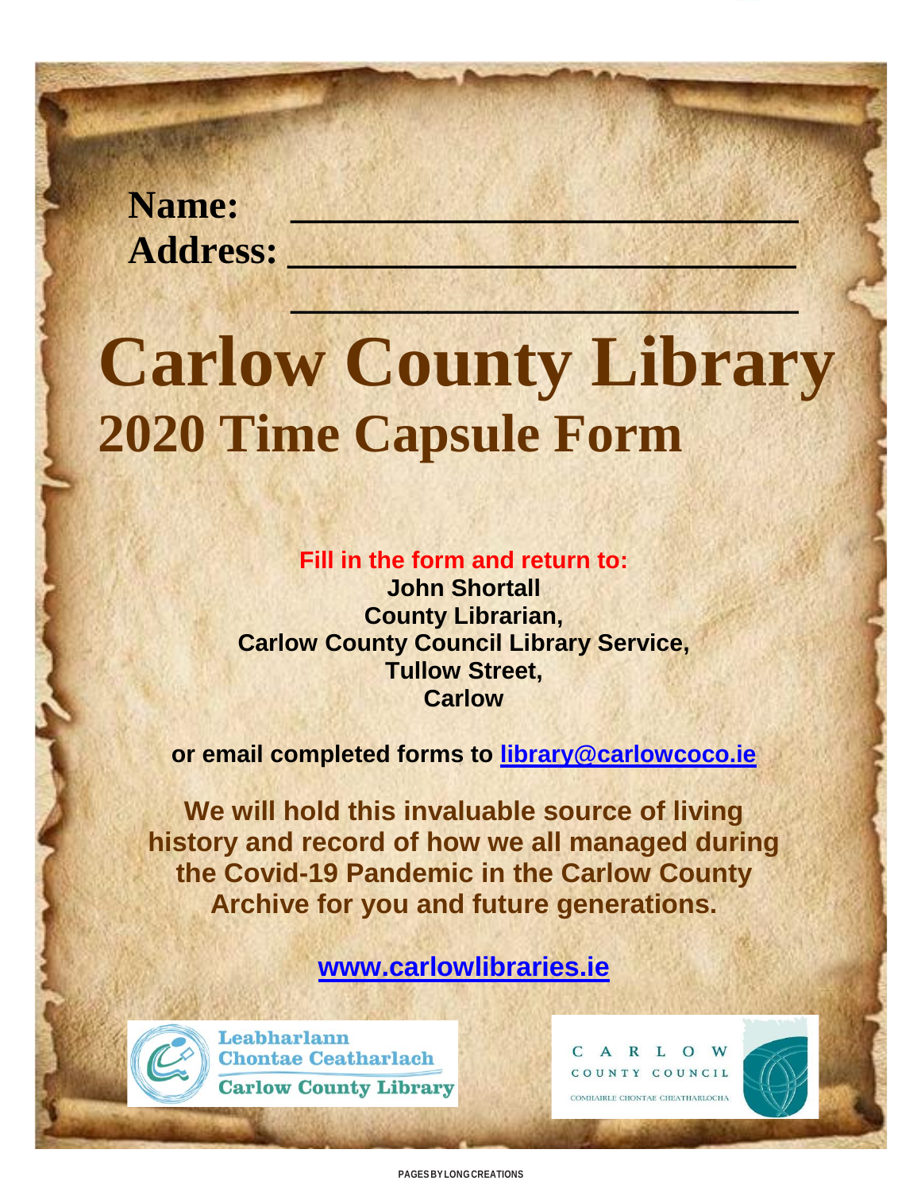**Name:** ___________________________

**Address:** ___________________________

___________________________

# Carlow County Library

## 2020 Time Capsule Form

**Fill in the form and return to:**

**John Shortall**
**County Librarian,**
**Carlow County Council Library Service,**
**Tullow Street,**
**Carlow**

**or email completed forms to library@carlowcoco.ie**

**We will hold this invaluable source of living history and record of how we all managed during the Covid-19 Pandemic in the Carlow County Archive for you and future generations.**

**www.carlowlibraries.ie**

Leabharlann Chontae Ceatharlach
Carlow County Library

CARLOW COUNTY COUNCIL
COMHAIRLE CHONTAE CHEATHARLOCHA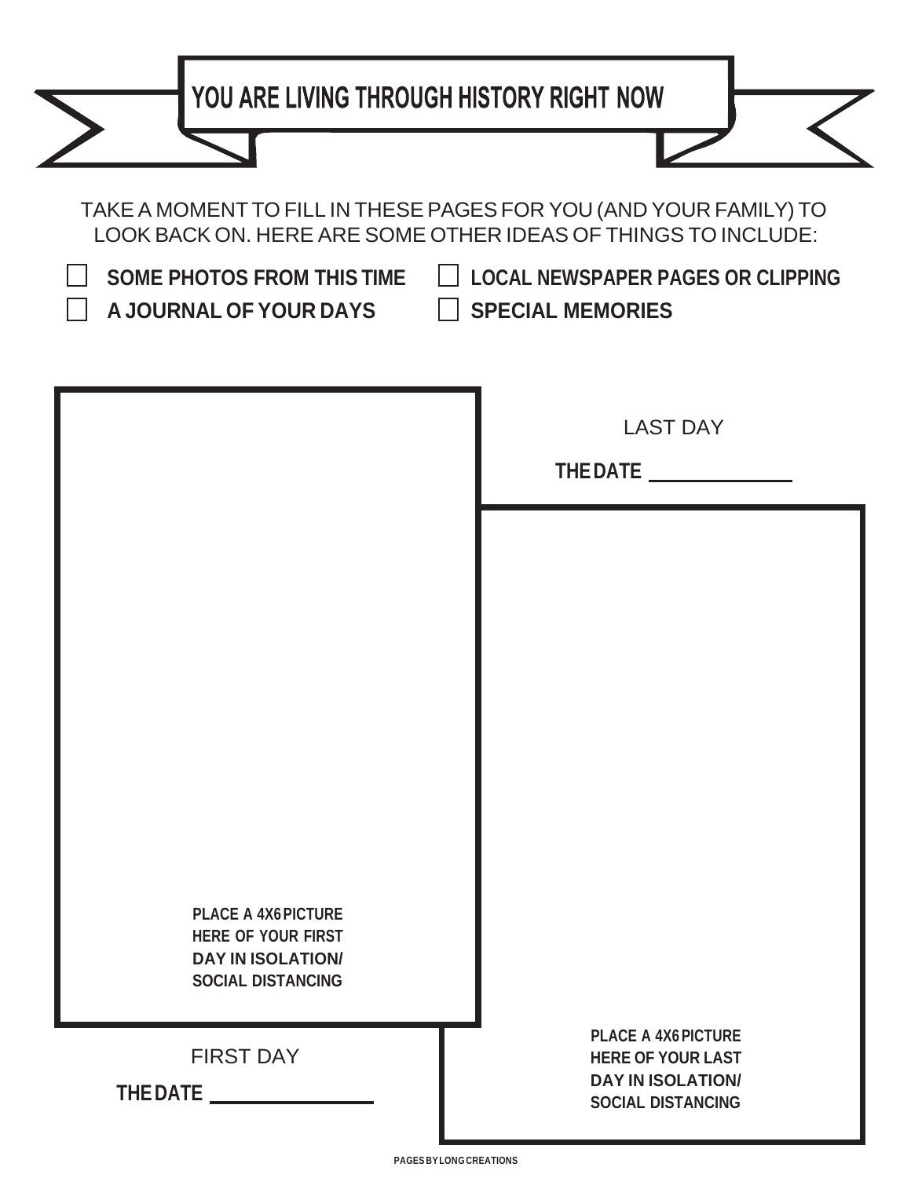# YOU ARE LIVING THROUGH HISTORY RIGHT NOW

TAKE A MOMENT TO FILL IN THESE PAGES FOR YOU (AND YOUR FAMILY) TO LOOK BACK ON. HERE ARE SOME OTHER IDEAS OF THINGS TO INCLUDE:

- [ ] **SOME PHOTOS FROM THIS TIME**
- [ ] **A JOURNAL OF YOUR DAYS**
- [ ] **LOCAL NEWSPAPER PAGES OR CLIPPING**
- [ ] **SPECIAL MEMORIES**

**PLACE A 4X6 PICTURE HERE OF YOUR FIRST DAY IN ISOLATION/ SOCIAL DISTANCING**

FIRST DAY

**THE DATE** ______________

LAST DAY

**THE DATE** ______________

**PLACE A 4X6 PICTURE HERE OF YOUR LAST DAY IN ISOLATION/ SOCIAL DISTANCING**

PAGES BY LONG CREATIONS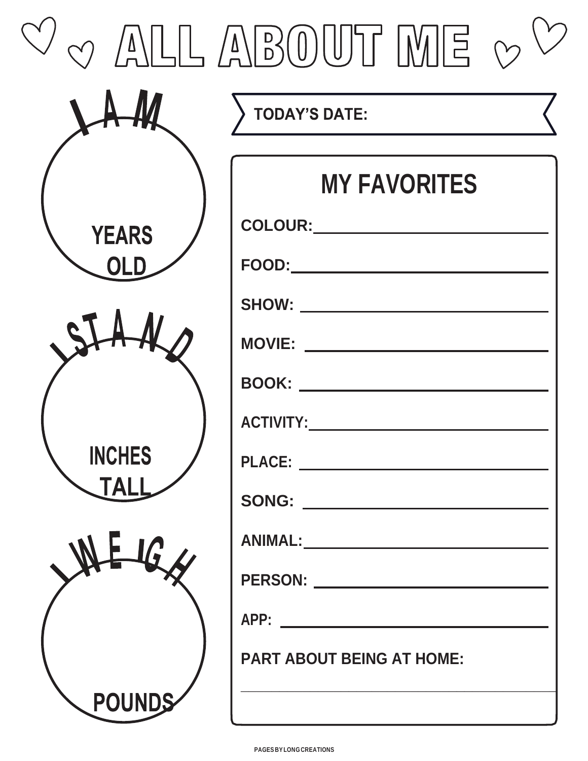# ALL ABOUT ME

**I AM**

**YEARS OLD**

**I STAND**

**INCHES TALL**

**I WEIGH**

**POUNDS**

**TODAY'S DATE:**

## MY FAVORITES

**COLOUR:** ______________________

**FOOD:** ______________________

**SHOW:** ______________________

**MOVIE:** ______________________

**BOOK:** ______________________

**ACTIVITY:** ______________________

**PLACE:** ______________________

**SONG:** ______________________

**ANIMAL:** ______________________

**PERSON:** ______________________

**APP:** ______________________

**PART ABOUT BEING AT HOME:**

______________________

PAGES BY LONG CREATIONS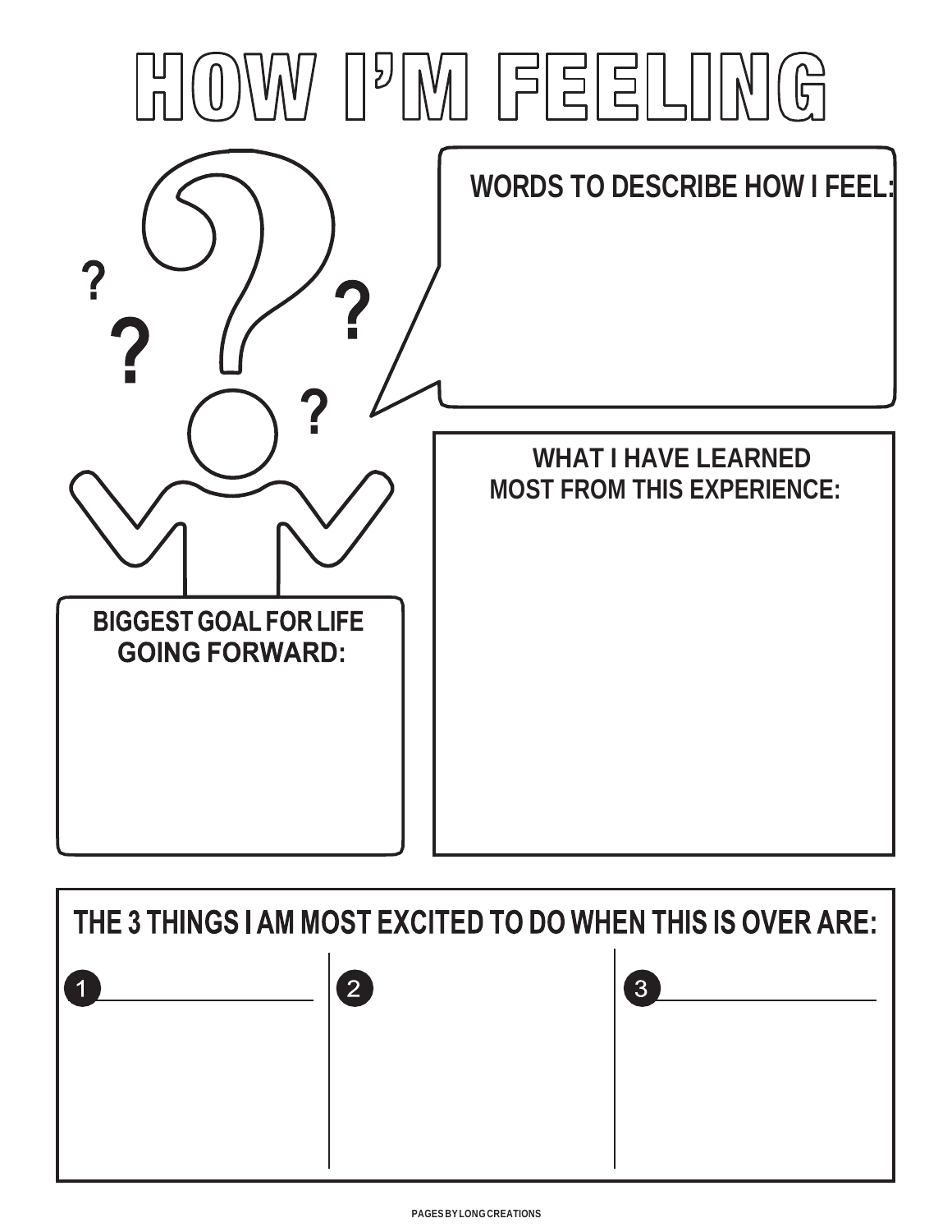# HOW I'M FEELING

**WORDS TO DESCRIBE HOW I FEEL:**

**WHAT I HAVE LEARNED MOST FROM THIS EXPERIENCE:**

**BIGGEST GOAL FOR LIFE GOING FORWARD:**

**THE 3 THINGS I AM MOST EXCITED TO DO WHEN THIS IS OVER ARE:**

1. 
2. 
3. 

PAGES BY LONG CREATIONS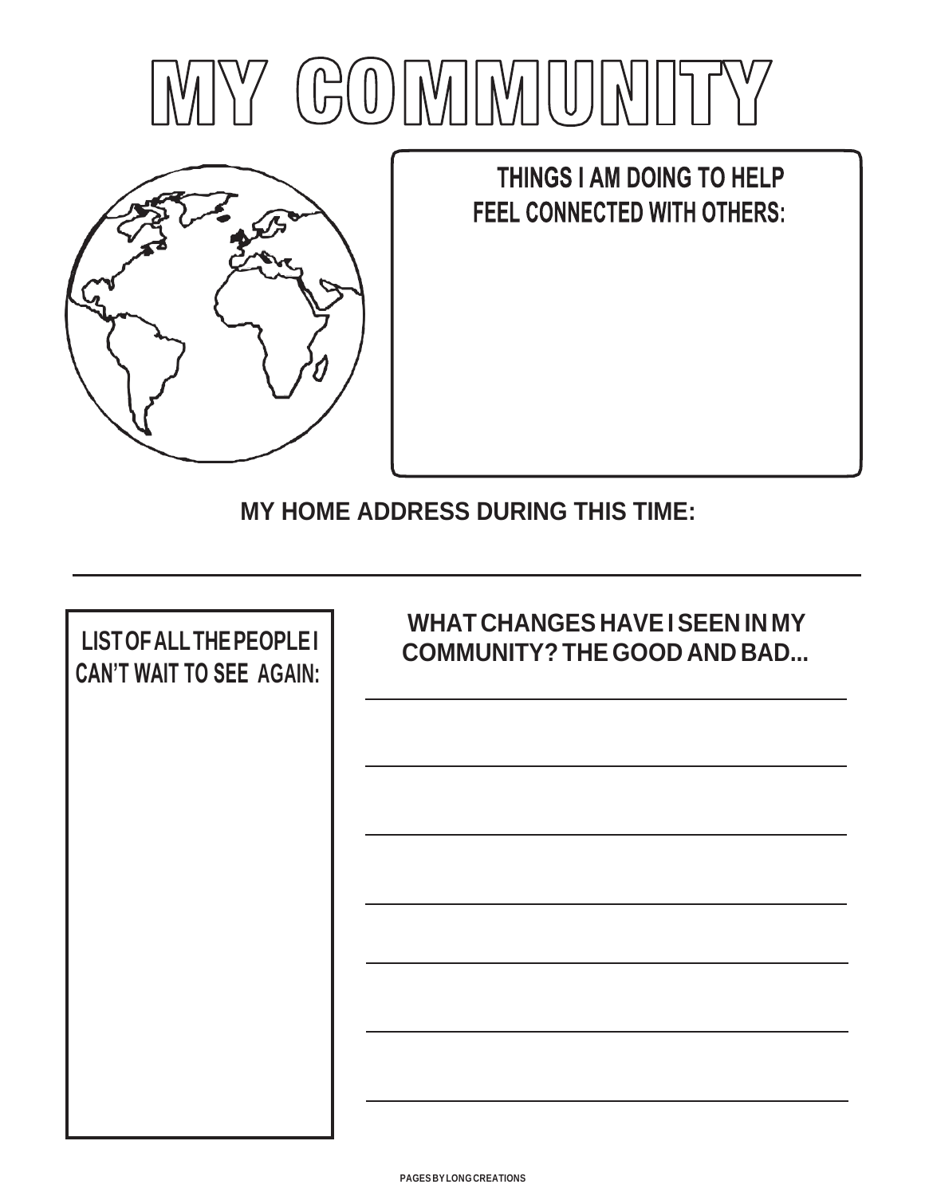# MY COMMUNITY

**THINGS I AM DOING TO HELP FEEL CONNECTED WITH OTHERS:**

**MY HOME ADDRESS DURING THIS TIME:**

**LIST OF ALL THE PEOPLE I CAN'T WAIT TO SEE AGAIN:**

**WHAT CHANGES HAVE I SEEN IN MY COMMUNITY? THE GOOD AND BAD...**

PAGES BY LONG CREATIONS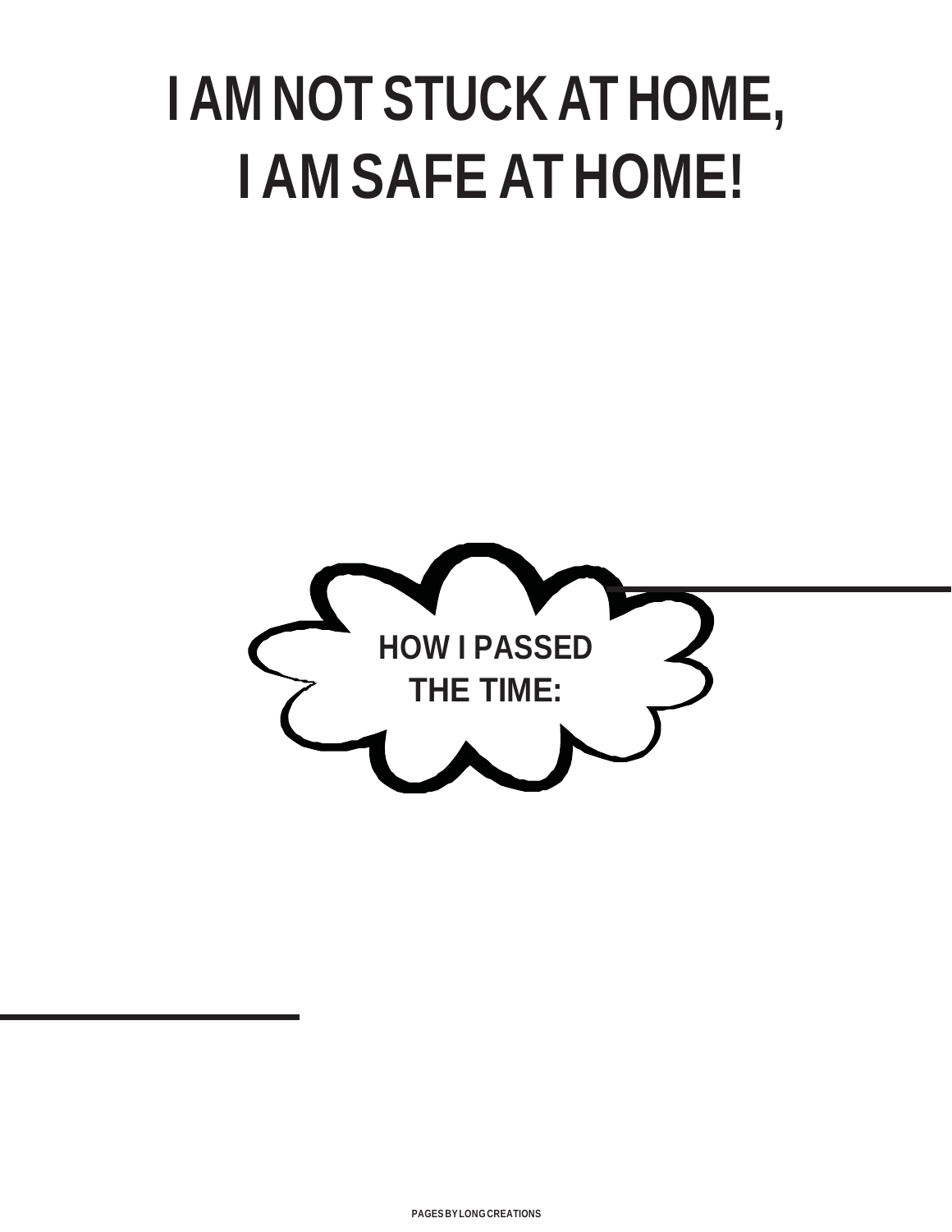# I AM NOT STUCK AT HOME, I AM SAFE AT HOME!

**HOW I PASSED THE TIME:**

PAGES BY LONG CREATIONS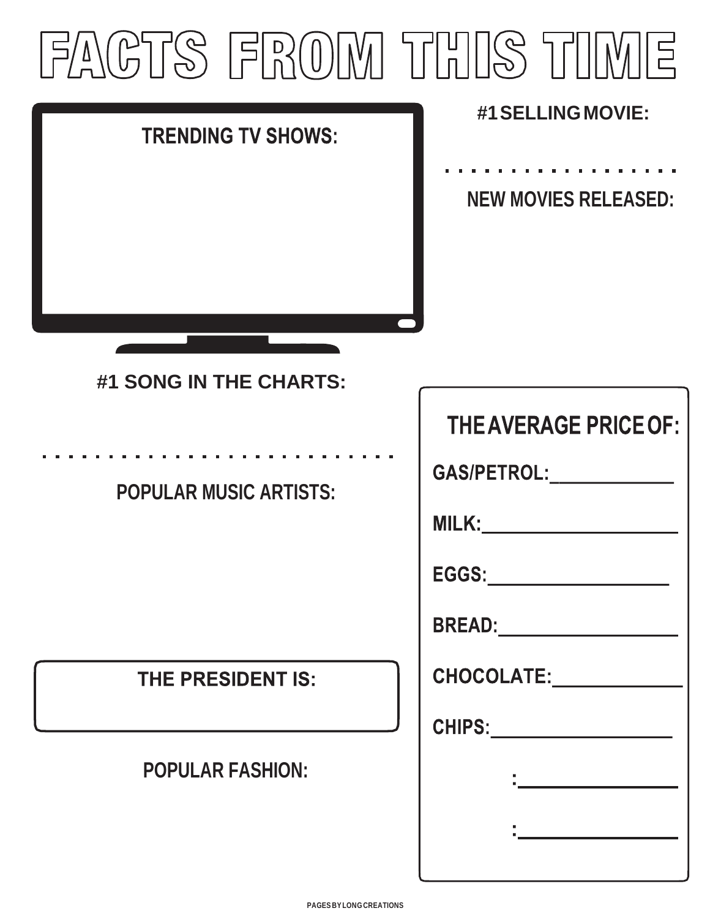# FACTS FROM THIS TIME

**TRENDING TV SHOWS:**

**#1 SELLING MOVIE:**

**NEW MOVIES RELEASED:**

**#1 SONG IN THE CHARTS:**

**POPULAR MUSIC ARTISTS:**

**THE PRESIDENT IS:**

**POPULAR FASHION:**

## THE AVERAGE PRICE OF:

**GAS/PETROL:**\_\_\_\_\_\_\_\_\_\_\_\_

**MILK:**\_\_\_\_\_\_\_\_\_\_\_\_

**EGGS:**\_\_\_\_\_\_\_\_\_\_\_\_

**BREAD:**\_\_\_\_\_\_\_\_\_\_\_\_

**CHOCOLATE:**\_\_\_\_\_\_\_\_\_\_\_\_

**CHIPS:**\_\_\_\_\_\_\_\_\_\_\_\_

:\_\_\_\_\_\_\_\_\_\_\_\_

:\_\_\_\_\_\_\_\_\_\_\_\_

PAGES BY LONG CREATIONS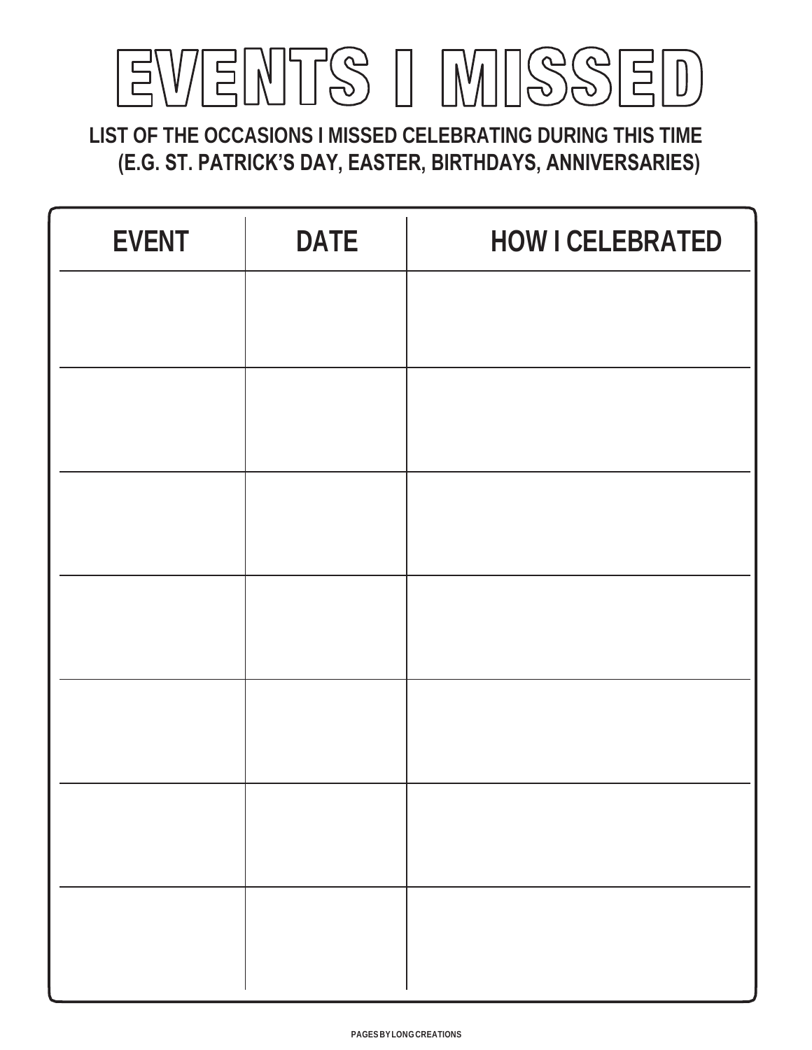# EVENTS I MISSED

**LIST OF THE OCCASIONS I MISSED CELEBRATING DURING THIS TIME (E.G. ST. PATRICK'S DAY, EASTER, BIRTHDAYS, ANNIVERSARIES)**

| EVENT | DATE | HOW I CELEBRATED |
| --- | --- | --- |
| | | |
| | | |
| | | |
| | | |
| | | |
| | | |
| | | |

PAGES BY LONG CREATIONS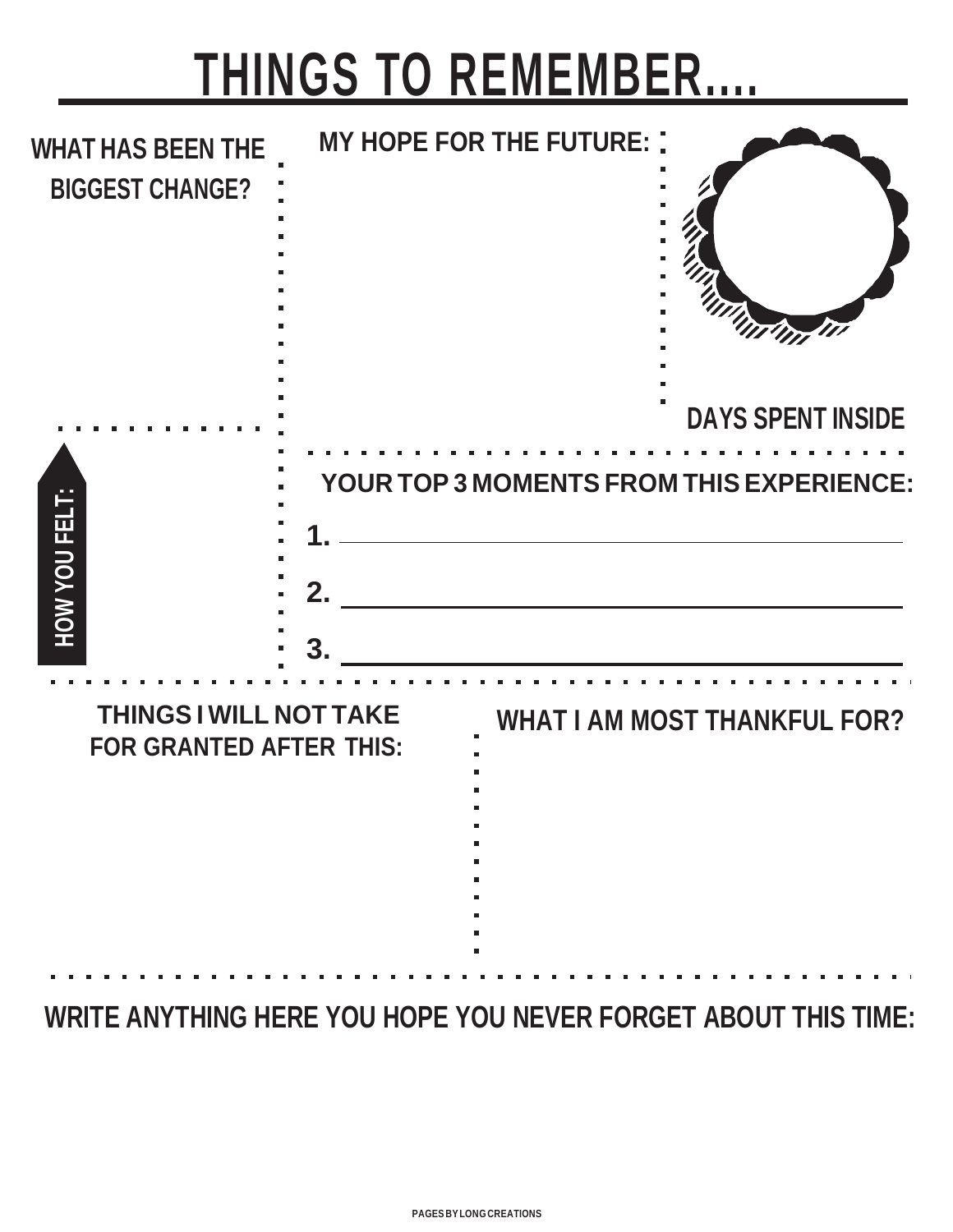# THINGS TO REMEMBER....

**WHAT HAS BEEN THE BIGGEST CHANGE?**

**MY HOPE FOR THE FUTURE:**

**DAYS SPENT INSIDE**

**HOW YOU FELT:**

**YOUR TOP 3 MOMENTS FROM THIS EXPERIENCE:**

1. ______________________________
2. ______________________________
3. ______________________________

**THINGS I WILL NOT TAKE FOR GRANTED AFTER THIS:**

**WHAT I AM MOST THANKFUL FOR?**

**WRITE ANYTHING HERE YOU HOPE YOU NEVER FORGET ABOUT THIS TIME:**

PAGES BY LONG CREATIONS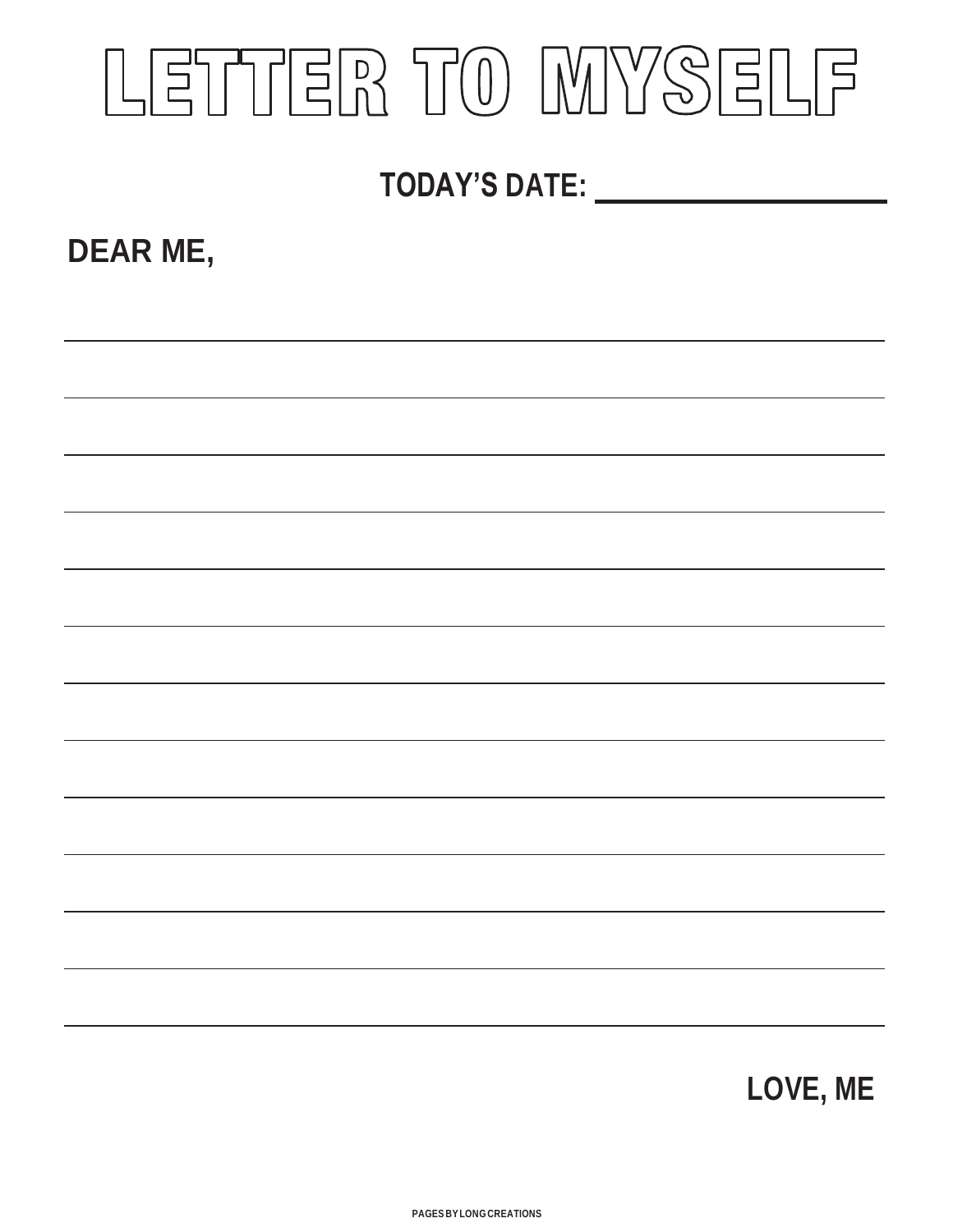# LETTER TO MYSELF

**TODAY'S DATE:** ____________________

**DEAR ME,**

**LOVE, ME**

PAGES BY LONG CREATIONS